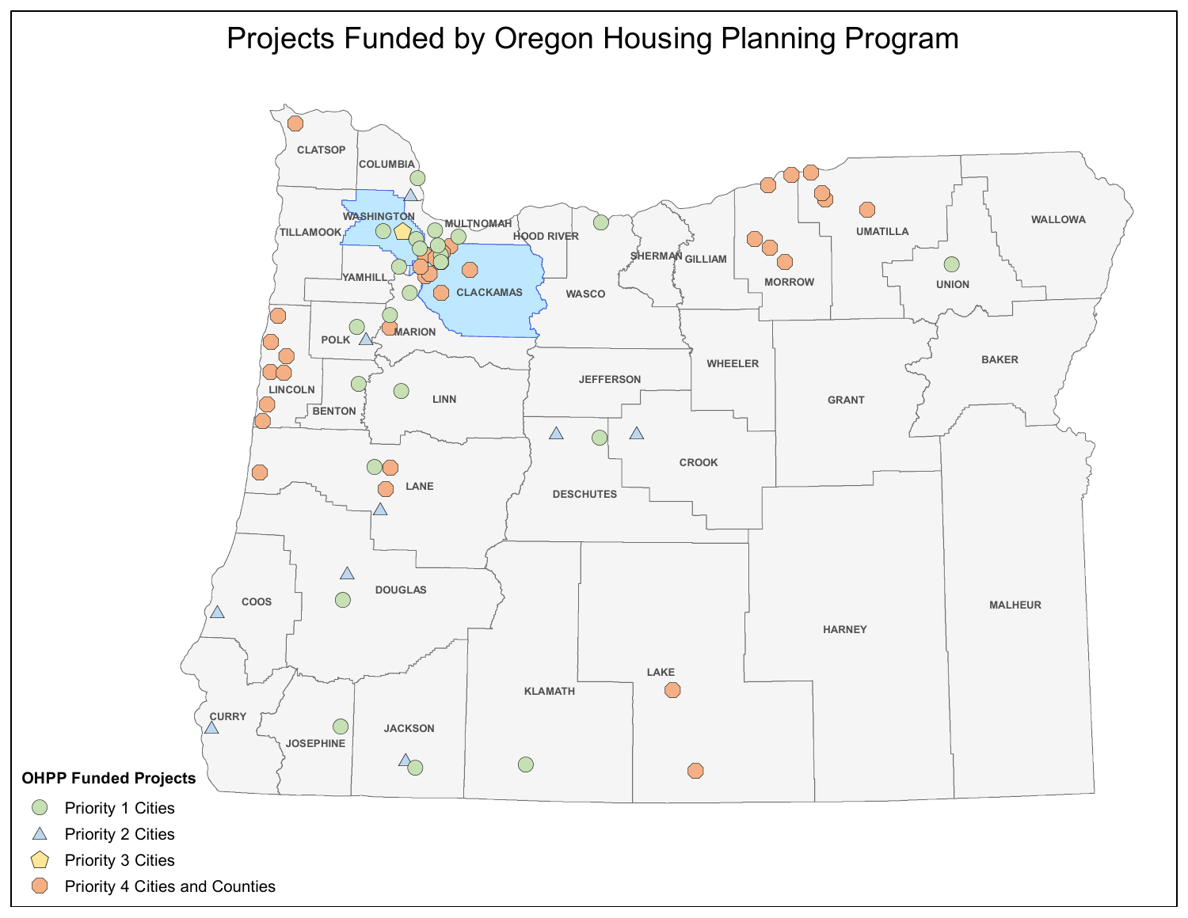# Projects Funded by Oregon Housing Planning Program

**OHPP Funded Projects**

- Priority 1 Cities
- Priority 2 Cities
- Priority 3 Cities
- Priority 4 Cities and Counties

CLATSOP, COLUMBIA, WASHINGTON, TILLAMOOK, MULTNOMAH, HOOD RIVER, SHERMAN, GILLIAM, MORROW, UMATILLA, WALLOWA, UNION, YAMHILL, CLACKAMAS, WASCO, POLK, MARION, LINCOLN, BENTON, LINN, JEFFERSON, WHEELER, BAKER, GRANT, CROOK, DESCHUTES, LANE, COOS, DOUGLAS, HARNEY, MALHEUR, LAKE, KLAMATH, CURRY, JOSEPHINE, JACKSON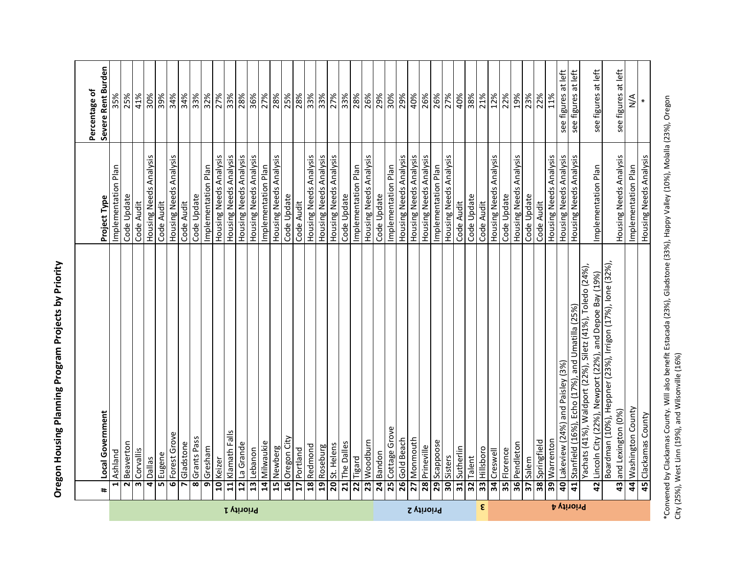# Oregon Housing Planning Program Projects by Priority

| Priority | # | Local Government | Project Type | Percentage of Severe Rent Burden |
|---|---|---|---|---|
| Priority 1 | 1 | Ashland | Implementation Plan | 35% |
| | 2 | Beaverton | Code Update | 25% |
| | 3 | Corvallis | Code Audit | 41% |
| | 4 | Dallas | Housing Needs Analysis | 30% |
| | 5 | Eugene | Code Audit | 39% |
| | 6 | Forest Grove | Housing Needs Analysis | 34% |
| | 7 | Gladstone | Code Audit | 34% |
| | 8 | Grants Pass | Code Update | 33% |
| | 9 | Gresham | Implementation Plan | 32% |
| | 10 | Keizer | Housing Needs Analysis | 27% |
| | 11 | Klamath Falls | Housing Needs Analysis | 33% |
| | 12 | La Grande | Housing Needs Analysis | 28% |
| | 13 | Lebanon | Housing Needs Analysis | 36% |
| | 14 | Milwaukie | Implementation Plan | 27% |
| | 15 | Newberg | Housing Needs Analysis | 28% |
| | 16 | Oregon City | Code Update | 25% |
| | 17 | Portland | Code Audit | 28% |
| | 18 | Redmond | Housing Needs Analysis | 33% |
| | 19 | Roseburg | Housing Needs Analysis | 33% |
| | 20 | St. Helens | Housing Needs Analysis | 27% |
| | 21 | The Dalles | Code Update | 33% |
| | 22 | Tigard | Implementation Plan | 28% |
| | 23 | Woodburn | Housing Needs Analysis | 26% |
| Priority 2 | 24 | Bandon | Code Update | 29% |
| | 25 | Cottage Grove | Implementation Plan | 30% |
| | 26 | Gold Beach | Housing Needs Analysis | 29% |
| | 27 | Monmouth | Housing Needs Analysis | 40% |
| | 28 | Prineville | Housing Needs Analysis | 26% |
| | 29 | Scappoose | Implementation Plan | 26% |
| | 30 | Sisters | Housing Needs Analysis | 27% |
| | 31 | Sutherlin | Code Audit | 40% |
| | 32 | Talent | Code Update | 38% |
| 3 | 33 | Hillsboro | Code Audit | 21% |
| Priority 4 | 34 | Creswell | Housing Needs Analysis | 12% |
| | 35 | Florence | Code Update | 22% |
| | 36 | Pendleton | Housing Needs Analysis | 19% |
| | 37 | Salem | Code Update | 23% |
| | 38 | Springfield | Code Audit | 22% |
| | 39 | Warrenton | Housing Needs Analysis | 11% |
| | 40 | Lakeview (24%) and Paisley (3%) | Housing Needs Analysis | see figures at left |
| | 41 | Stanfield (16%), Echo (17%), and Umatilla (25%) | Housing Needs Analysis | see figures at left |
| | 42 | Yachats (41%), Waldport (22%), Siletz (41%), Toledo (24%), Lincoln City (22%), Newport (22%), and Depoe Bay (19%) | Implementation Plan | see figures at left |
| | 43 | Boardman (10%), Heppner (23%), Irrigon (17%), Ione (32%), and Lexington (0%) | Housing Needs Analysis | see figures at left |
| | 44 | Washington County | Implementation Plan | N/A |
| | 45 | Clackamas County | Housing Needs Analysis | * |

*Convened by Clackamas County. Will also benefit Estacada (23%), Gladstone (33%), Happy Valley (10%), Molalla (23%), Oregon City (25%), West Linn (19%), and Wilsonville (16%)